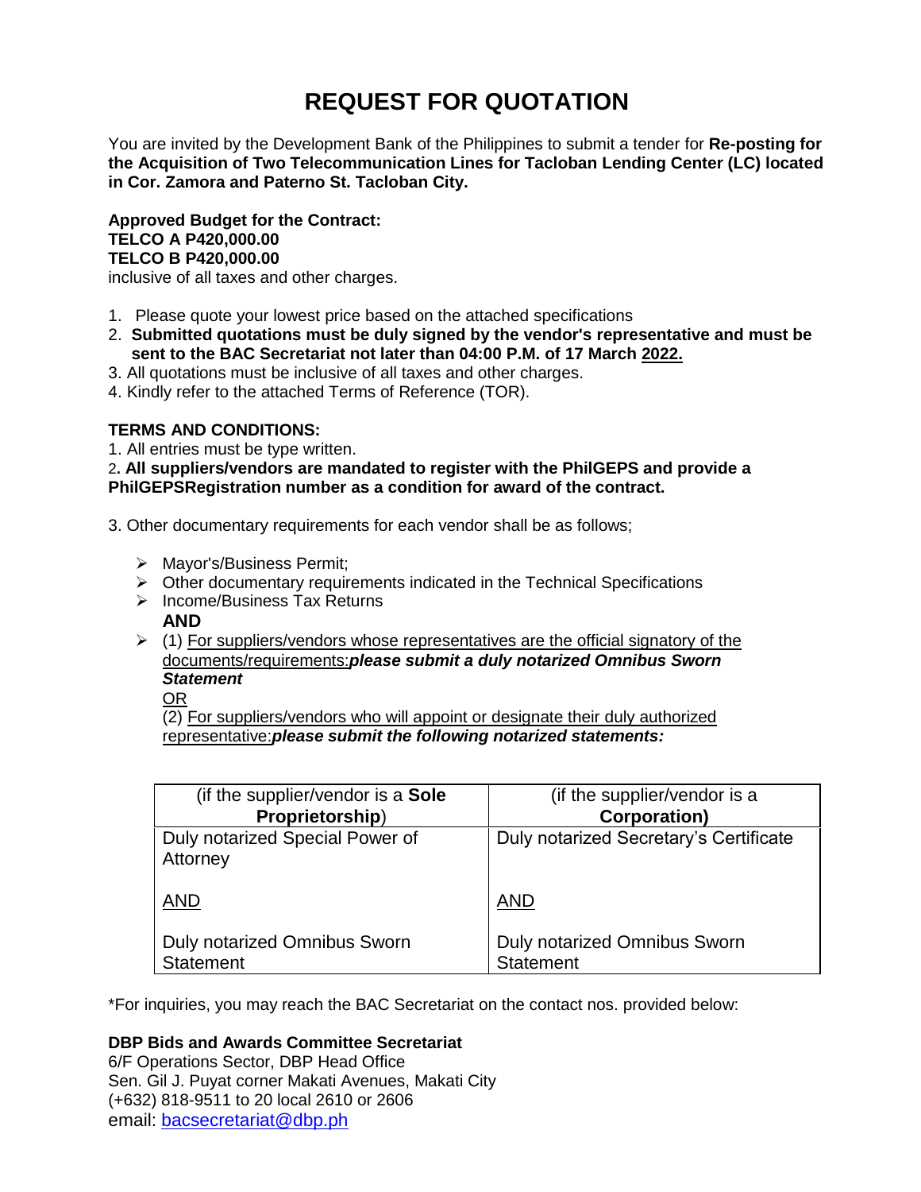# REQUEST FOR QUOTATION

You are invited by the Development Bank of the Philippines to submit a tender for **Re-posting for the Acquisition of Two Telecommunication Lines for Tacloban Lending Center (LC) located in Cor. Zamora and Paterno St. Tacloban City.**

**Approved Budget for the Contract:**
**TELCO A P420,000.00**
**TELCO B P420,000.00**
inclusive of all taxes and other charges.

1. Please quote your lowest price based on the attached specifications
2. **Submitted quotations must be duly signed by the vendor's representative and must be sent to the BAC Secretariat not later than 04:00 P.M. of 17 March 2022.**
3. All quotations must be inclusive of all taxes and other charges.
4. Kindly refer to the attached Terms of Reference (TOR).

**TERMS AND CONDITIONS:**

1. All entries must be type written.
2. **All suppliers/vendors are mandated to register with the PhilGEPS and provide a PhilGEPSRegistration number as a condition for award of the contract.**

3. Other documentary requirements for each vendor shall be as follows;

- Mayor's/Business Permit;
- Other documentary requirements indicated in the Technical Specifications
- Income/Business Tax Returns
  **AND**
- (1) For suppliers/vendors whose representatives are the official signatory of the documents/requirements:***please submit a duly notarized Omnibus Sworn Statement***
  OR
  (2) For suppliers/vendors who will appoint or designate their duly authorized representative:***please submit the following notarized statements:***

| (if the supplier/vendor is a **Sole Proprietorship**) | (if the supplier/vendor is a **Corporation)** |
|---|---|
| Duly notarized Special Power of Attorney<br><br>AND<br><br>Duly notarized Omnibus Sworn Statement | Duly notarized Secretary's Certificate<br><br>AND<br><br>Duly notarized Omnibus Sworn Statement |

*For inquiries, you may reach the BAC Secretariat on the contact nos. provided below:

**DBP Bids and Awards Committee Secretariat**
6/F Operations Sector, DBP Head Office
Sen. Gil J. Puyat corner Makati Avenues, Makati City
(+632) 818-9511 to 20 local 2610 or 2606
email: bacsecretariat@dbp.ph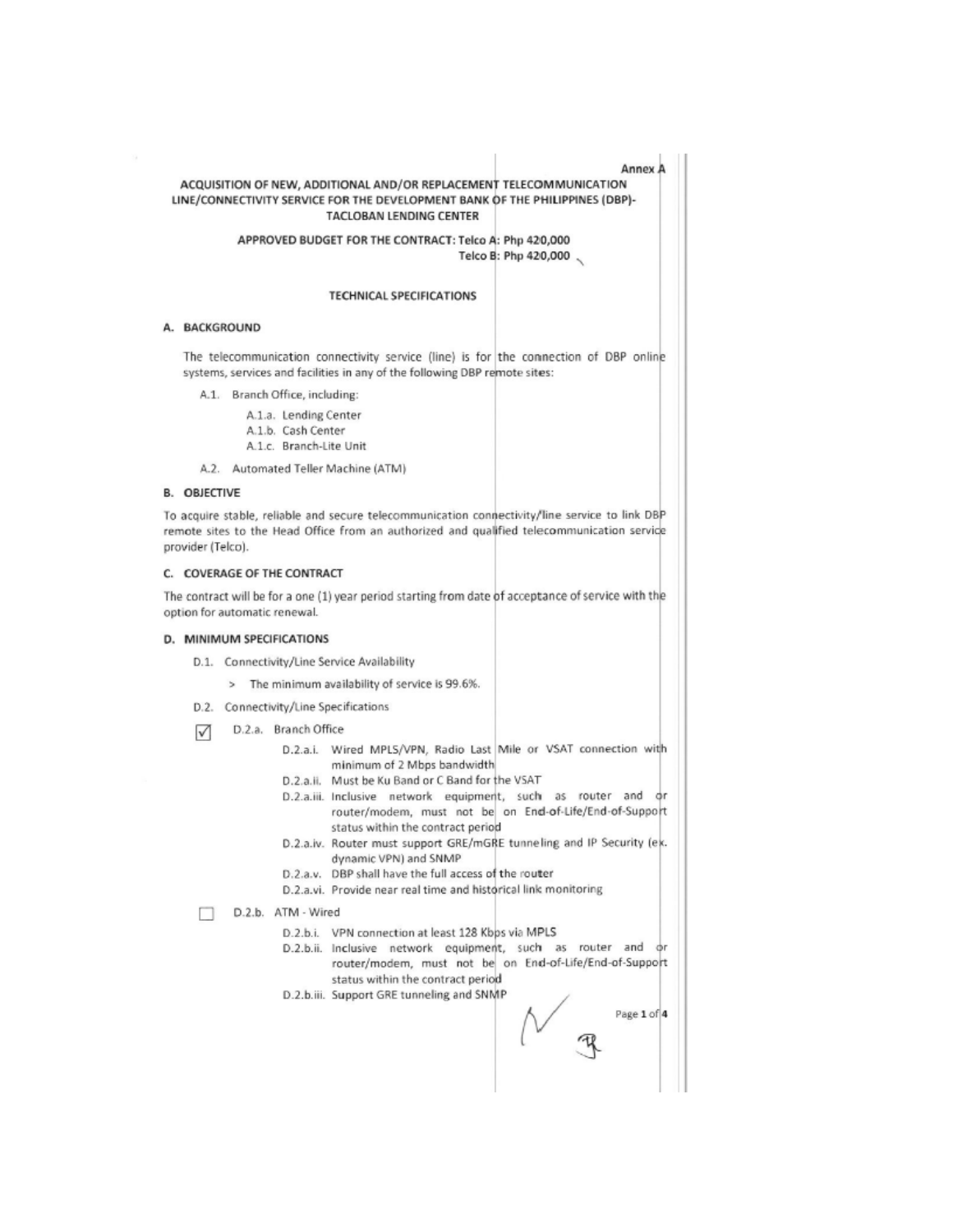Annex A

**ACQUISITION OF NEW, ADDITIONAL AND/OR REPLACEMENT TELECOMMUNICATION LINE/CONNECTIVITY SERVICE FOR THE DEVELOPMENT BANK OF THE PHILIPPINES (DBP)-TACLOBAN LENDING CENTER**

**APPROVED BUDGET FOR THE CONTRACT: Telco A: Php 420,000**
**Telco B: Php 420,000**

**TECHNICAL SPECIFICATIONS**

## A. BACKGROUND

The telecommunication connectivity service (line) is for the connection of DBP online systems, services and facilities in any of the following DBP remote sites:

- A.1. Branch Office, including:
  - A.1.a. Lending Center
  - A.1.b. Cash Center
  - A.1.c. Branch-Lite Unit
- A.2. Automated Teller Machine (ATM)

## B. OBJECTIVE

To acquire stable, reliable and secure telecommunication connectivity/line service to link DBP remote sites to the Head Office from an authorized and qualified telecommunication service provider (Telco).

## C. COVERAGE OF THE CONTRACT

The contract will be for a one (1) year period starting from date of acceptance of service with the option for automatic renewal.

## D. MINIMUM SPECIFICATIONS

- D.1. Connectivity/Line Service Availability
  - > The minimum availability of service is 99.6%.
- D.2. Connectivity/Line Specifications

☑ D.2.a. Branch Office

- D.2.a.i. Wired MPLS/VPN, Radio Last Mile or VSAT connection with minimum of 2 Mbps bandwidth
- D.2.a.ii. Must be Ku Band or C Band for the VSAT
- D.2.a.iii. Inclusive network equipment, such as router and or router/modem, must not be on End-of-Life/End-of-Support status within the contract period
- D.2.a.iv. Router must support GRE/mGRE tunneling and IP Security (ex. dynamic VPN) and SNMP
- D.2.a.v. DBP shall have the full access of the router
- D.2.a.vi. Provide near real time and historical link monitoring

☐ D.2.b. ATM - Wired

- D.2.b.i. VPN connection at least 128 Kbps via MPLS
- D.2.b.ii. Inclusive network equipment, such as router and or router/modem, must not be on End-of-Life/End-of-Support status within the contract period
- D.2.b.iii. Support GRE tunneling and SNMP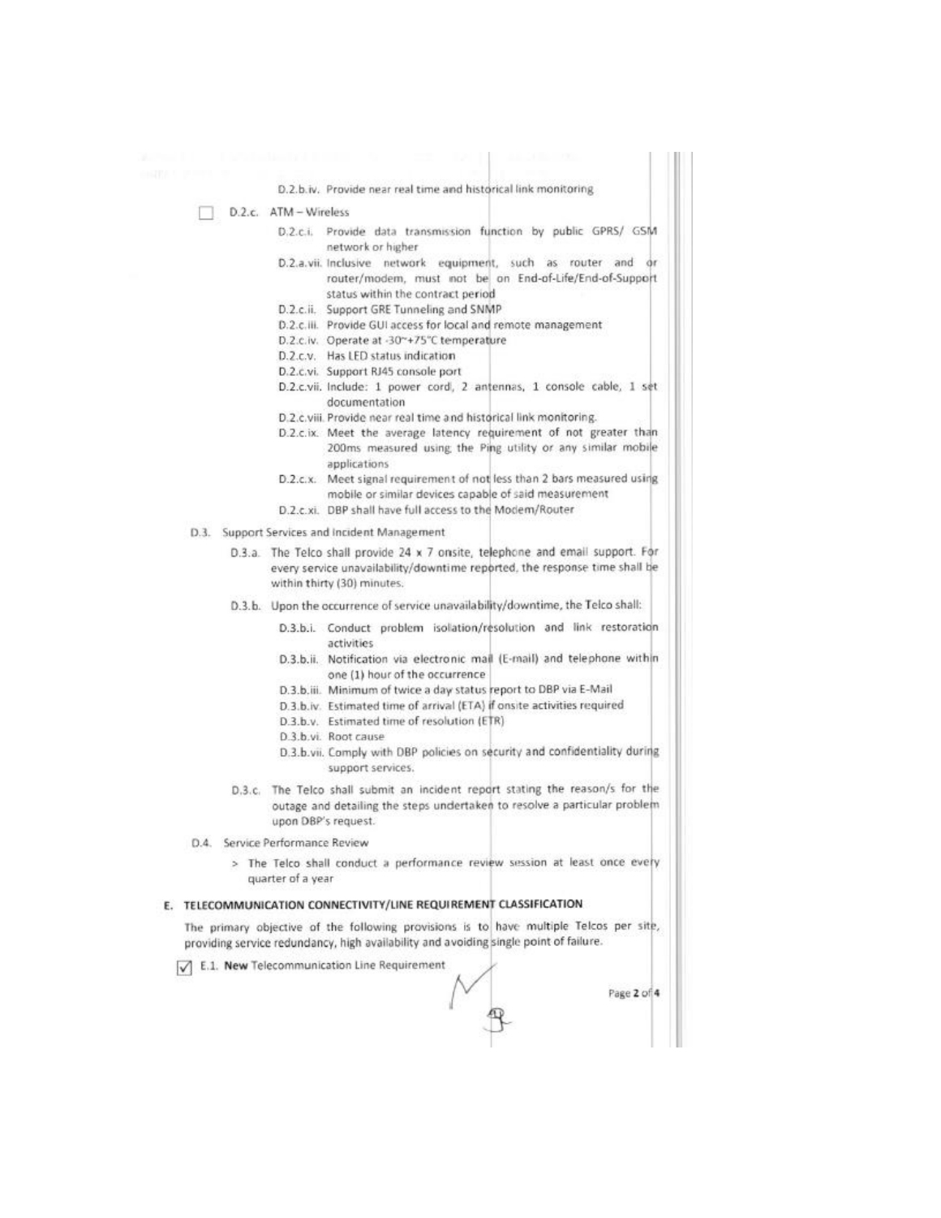D.2.b.iv. Provide near real time and historical link monitoring

☐ D.2.c. ATM – Wireless

- D.2.c.i. Provide data transmission function by public GPRS/ GSM network or higher
- D.2.a.vii. Inclusive network equipment, such as router and or router/modem, must not be on End-of-Life/End-of-Support status within the contract period
- D.2.c.ii. Support GRE Tunneling and SNMP
- D.2.c.iii. Provide GUI access for local and remote management
- D.2.c.iv. Operate at -30~+75°C temperature
- D.2.c.v. Has LED status indication
- D.2.c.vi. Support RJ45 console port
- D.2.c.vii. Include: 1 power cord, 2 antennas, 1 console cable, 1 set documentation
- D.2.c.viii. Provide near real time and historical link monitoring.
- D.2.c.ix. Meet the average latency requirement of not greater than 200ms measured using the Ping utility or any similar mobile applications
- D.2.c.x. Meet signal requirement of not less than 2 bars measured using mobile or similar devices capable of said measurement
- D.2.c.xi. DBP shall have full access to the Modem/Router

D.3. Support Services and Incident Management

D.3.a. The Telco shall provide 24 x 7 onsite, telephone and email support. For every service unavailability/downtime reported, the response time shall be within thirty (30) minutes.

D.3.b. Upon the occurrence of service unavailability/downtime, the Telco shall:

- D.3.b.i. Conduct problem isolation/resolution and link restoration activities
- D.3.b.ii. Notification via electronic mail (E-mail) and telephone within one (1) hour of the occurrence
- D.3.b.iii. Minimum of twice a day status report to DBP via E-Mail
- D.3.b.iv. Estimated time of arrival (ETA) if onsite activities required
- D.3.b.v. Estimated time of resolution (ETR)
- D.3.b.vi. Root cause
- D.3.b.vii. Comply with DBP policies on security and confidentiality during support services.

D.3.c. The Telco shall submit an incident report stating the reason/s for the outage and detailing the steps undertaken to resolve a particular problem upon DBP's request.

D.4. Service Performance Review

> The Telco shall conduct a performance review session at least once every quarter of a year

## E. TELECOMMUNICATION CONNECTIVITY/LINE REQUIREMENT CLASSIFICATION

The primary objective of the following provisions is to have multiple Telcos per site, providing service redundancy, high availability and avoiding single point of failure.

☑ E.1. **New** Telecommunication Line Requirement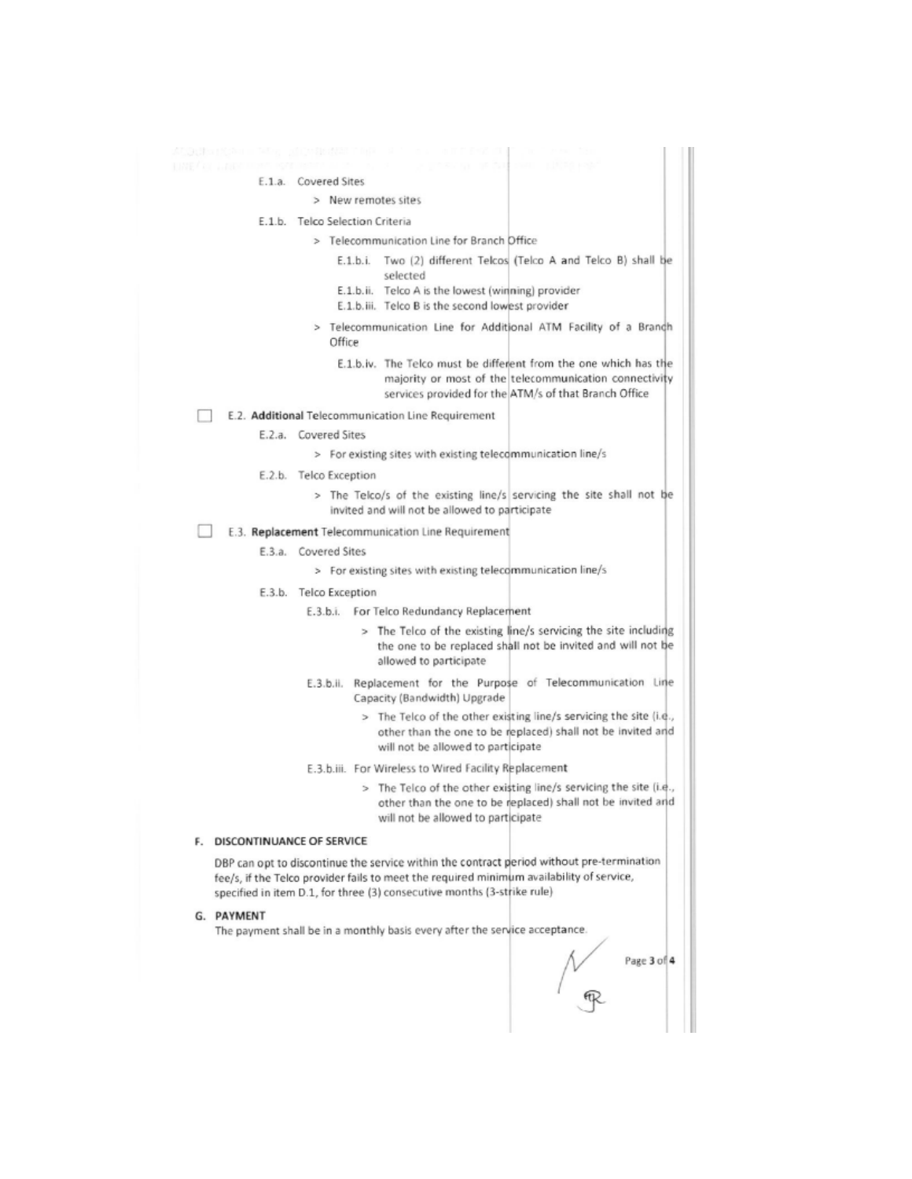E.1.a. Covered Sites

> New remotes sites

E.1.b. Telco Selection Criteria

> Telecommunication Line for Branch Office

E.1.b.i. Two (2) different Telcos (Telco A and Telco B) shall be selected

E.1.b.ii. Telco A is the lowest (winning) provider

E.1.b.iii. Telco B is the second lowest provider

> Telecommunication Line for Additional ATM Facility of a Branch Office

E.1.b.iv. The Telco must be different from the one which has the majority or most of the telecommunication connectivity services provided for the ATM/s of that Branch Office

☐ E.2. **Additional** Telecommunication Line Requirement

E.2.a. Covered Sites

> For existing sites with existing telecommunication line/s

E.2.b. Telco Exception

> The Telco/s of the existing line/s servicing the site shall not be invited and will not be allowed to participate

☐ E.3. **Replacement** Telecommunication Line Requirement

E.3.a. Covered Sites

> For existing sites with existing telecommunication line/s

E.3.b. Telco Exception

E.3.b.i. For Telco Redundancy Replacement

> The Telco of the existing line/s servicing the site including the one to be replaced shall not be invited and will not be allowed to participate

E.3.b.ii. Replacement for the Purpose of Telecommunication Line Capacity (Bandwidth) Upgrade

> The Telco of the other existing line/s servicing the site (i.e., other than the one to be replaced) shall not be invited and will not be allowed to participate

E.3.b.iii. For Wireless to Wired Facility Replacement

> The Telco of the other existing line/s servicing the site (i.e., other than the one to be replaced) shall not be invited and will not be allowed to participate

**F. DISCONTINUANCE OF SERVICE**

DBP can opt to discontinue the service within the contract period without pre-termination fee/s, if the Telco provider fails to meet the required minimum availability of service, specified in item D.1, for three (3) consecutive months (3-strike rule)

**G. PAYMENT**

The payment shall be in a monthly basis every after the service acceptance.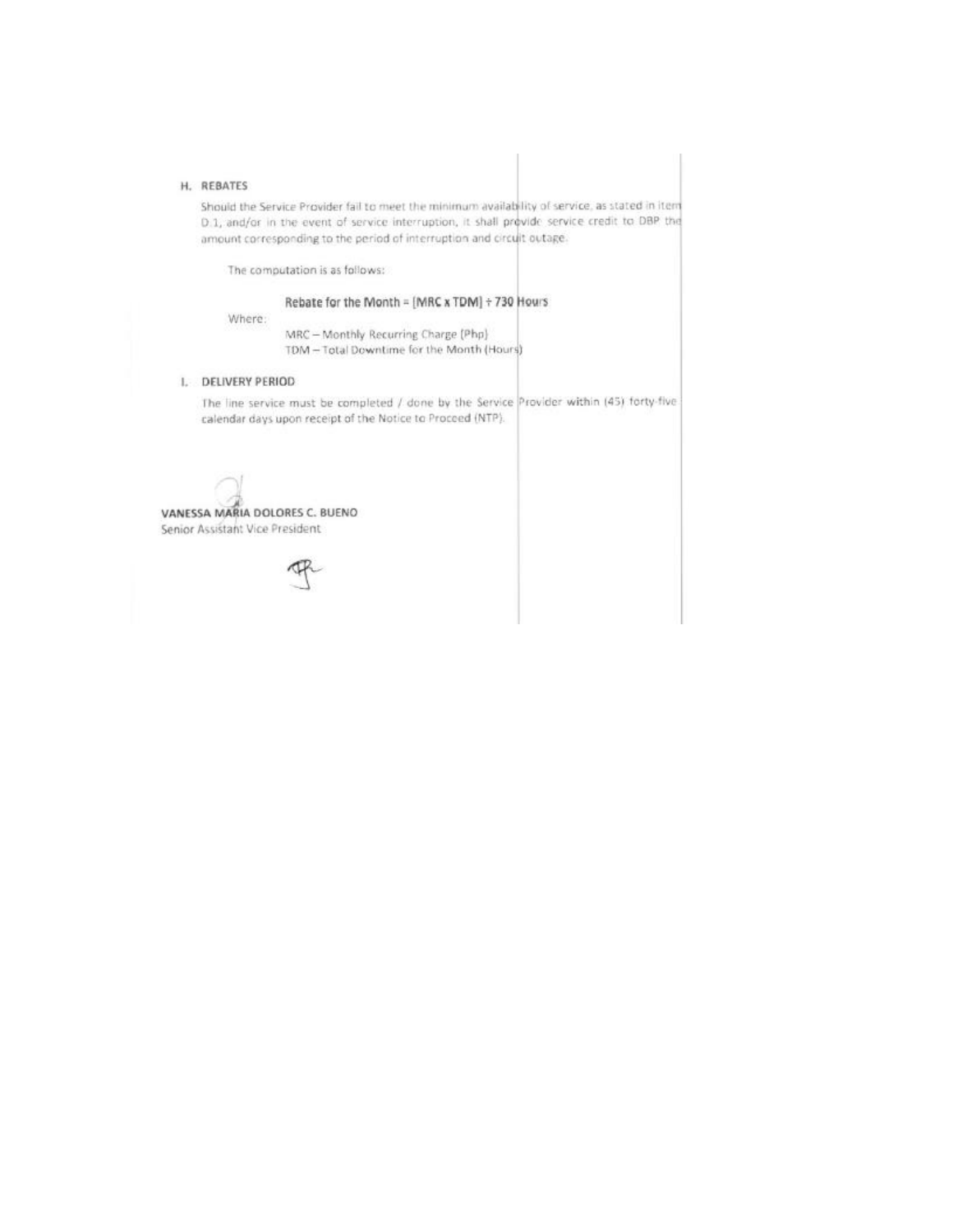## H. REBATES

Should the Service Provider fail to meet the minimum availability of service, as stated in item D.1, and/or in the event of service interruption, it shall provide service credit to DBP the amount corresponding to the period of interruption and circuit outage.

The computation is as follows:

**Rebate for the Month = [MRC x TDM] ÷ 730 Hours**

Where:

MRC – Monthly Recurring Charge (Php)
TDM – Total Downtime for the Month (Hours)

## I. DELIVERY PERIOD

The line service must be completed / done by the Service Provider within (45) forty-five calendar days upon receipt of the Notice to Proceed (NTP).

**VANESSA MARIA DOLORES C. BUENO**
Senior Assistant Vice President